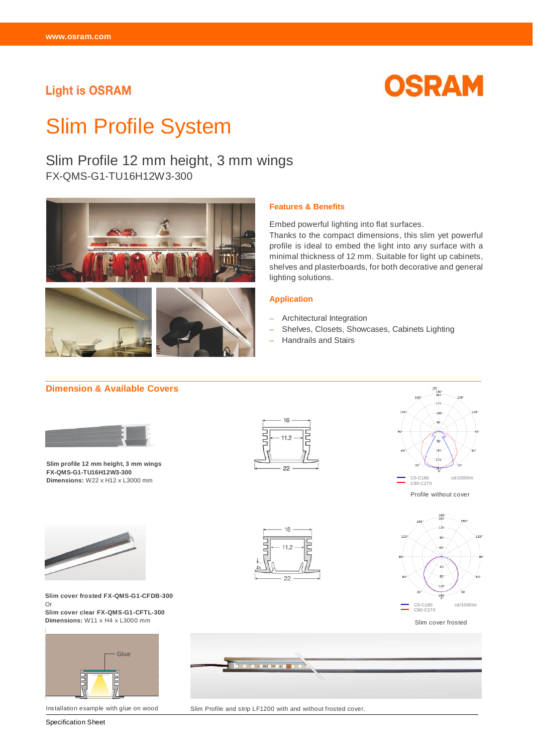Light is OSRAM

# Slim Profile System

## Slim Profile 12 mm height, 3 mm wings

FX-QMS-G1-TU16H12W3-300

### Features & Benefits

Embed powerful lighting into flat surfaces.
Thanks to the compact dimensions, this slim yet powerful profile is ideal to embed the light into any surface with a minimal thickness of 12 mm. Suitable for light up cabinets, shelves and plasterboards, for both decorative and general lighting solutions.

### Application

- Architectural Integration
- Shelves, Closets, Showcases, Cabinets Lighting
- Handrails and Stairs

### Dimension & Available Covers

**Slim profile 12 mm height, 3 mm wings**
**FX-QMS-G1-TU16H12W3-300**
**Dimensions:** W22 x H12 x L3000 mm

Profile without cover

**Slim cover frosted FX-QMS-G1-CFDB-300**
Or
**Slim cover clear FX-QMS-G1-CFTL-300**
**Dimensions:** W11 x H4 x L3000 mm

Slim cover frosted

Installation example with glue on wood

Slim Profile and strip LF1200 with and without frosted cover.

Specification Sheet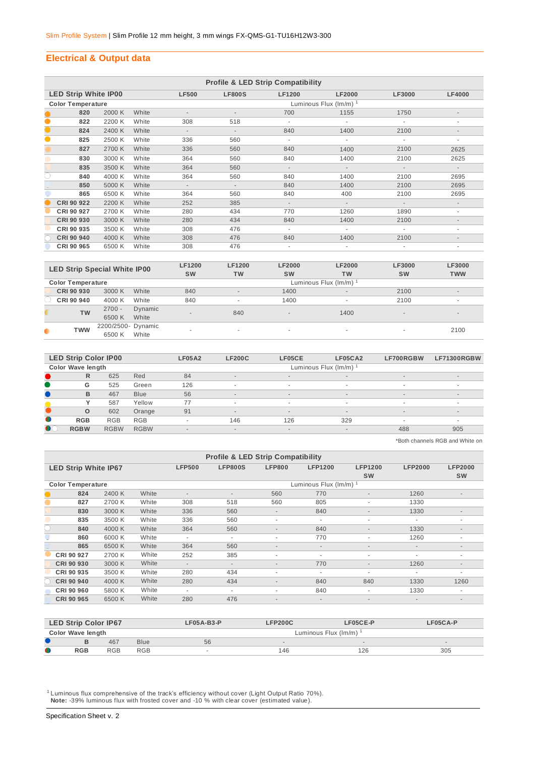Slim Profile System | Slim Profile 12 mm height, 3 mm wings FX-QMS-G1-TU16H12W3-300

## Electrical & Output data

**Profile & LED Strip Compatibility**

| LED Strip White IP00 | | | LF500 | LF800S | LF1200 | LF2000 | LF3000 | LF4000 |
|---|---|---|---|---|---|---|---|---|
| **Color Temperature** | | | Luminous Flux (lm/m) [1] | | | | | |
| **820** | 2000 K | White | - | - | 700 | 1155 | 1750 | - |
| **822** | 2200 K | White | 308 | 518 | - | - | - | - |
| **824** | 2400 K | White | - | - | 840 | 1400 | 2100 | - |
| **825** | 2500 K | White | 336 | 560 | - | - | - | - |
| **827** | 2700 K | White | 336 | 560 | 840 | 1400 | 2100 | 2625 |
| **830** | 3000 K | White | 364 | 560 | 840 | 1400 | 2100 | 2625 |
| **835** | 3500 K | White | 364 | 560 | - | - | - | - |
| **840** | 4000 K | White | 364 | 560 | 840 | 1400 | 2100 | 2695 |
| **850** | 5000 K | White | - | - | 840 | 1400 | 2100 | 2695 |
| **865** | 6500 K | White | 364 | 560 | 840 | 400 | 2100 | 2695 |
| **CRI 90 922** | 2200 K | White | 252 | 385 | - | - | - | - |
| **CRI 90 927** | 2700 K | White | 280 | 434 | 770 | 1260 | 1890 | - |
| **CRI 90 930** | 3000 K | White | 280 | 434 | 840 | 1400 | 2100 | - |
| **CRI 90 935** | 3500 K | White | 308 | 476 | - | - | - | - |
| **CRI 90 940** | 4000 K | White | 308 | 476 | 840 | 1400 | 2100 | - |
| **CRI 90 965** | 6500 K | White | 308 | 476 | - | - | - | - |

| LED Strip Special White IP00 | | | LF1200 SW | LF1200 TW | LF2000 SW | LF2000 TW | LF3000 SW | LF3000 TWW |
|---|---|---|---|---|---|---|---|---|
| **Color Temperature** | | | Luminous Flux (lm/m) [1] | | | | | |
| **CRI 90 930** | 3000 K | White | 840 | - | 1400 | - | 2100 | - |
| **CRI 90 940** | 4000 K | White | 840 | - | 1400 | - | 2100 | - |
| **TW** | 2700 - 6500 K | Dynamic White | - | 840 | - | 1400 | - | - |
| **TWW** | 2200/2500- 6500 K | Dynamic White | - | - | - | - | - | 2100 |

| LED Strip Color IP00 | | | LF05A2 | LF200C | LF05CE | LF05CA2 | LF700RGBW | LF71300RGBW |
|---|---|---|---|---|---|---|---|---|
| **Color Wave length** | | | Luminous Flux (lm/m) [1] | | | | | |
| **R** | 625 | Red | 84 | - | - | - | - | - |
| **G** | 525 | Green | 126 | - | - | - | - | - |
| **B** | 467 | Blue | 56 | - | - | - | - | - |
| **Y** | 587 | Yellow | 77 | - | - | - | - | - |
| **O** | 602 | Orange | 91 | - | - | - | - | - |
| **RGB** | RGB | RGB | - | 146 | 126 | 329 | - | - |
| **RGBW** | RGBW | RGBW | - | - | - | - | 488 | 905 |

*Both channels RGB and White on

**Profile & LED Strip Compatibility**

| LED Strip White IP67 | | | LFP500 | LFP800S | LFP800 | LFP1200 | LFP1200 SW | LFP2000 | LFP2000 SW |
|---|---|---|---|---|---|---|---|---|---|
| **Color Temperature** | | | Luminous Flux (lm/m) [1] | | | | | | |
| **824** | 2400 K | White | - | - | 560 | 770 | - | 1260 | - |
| **827** | 2700 K | White | 308 | 518 | 560 | 805 | - | 1330 | |
| **830** | 3000 K | White | 336 | 560 | - | 840 | - | 1330 | - |
| **835** | 3500 K | White | 336 | 560 | - | - | - | - | - |
| **840** | 4000 K | White | 364 | 560 | - | 840 | - | 1330 | - |
| **860** | 6000 K | White | - | - | - | 770 | - | 1260 | - |
| **865** | 6500 K | White | 364 | 560 | - | - | - | - | - |
| **CRI 90 927** | 2700 K | White | 252 | 385 | - | - | - | - | - |
| **CRI 90 930** | 3000 K | White | - | - | - | 770 | - | 1260 | - |
| **CRI 90 935** | 3500 K | White | 280 | 434 | - | - | - | - | - |
| **CRI 90 940** | 4000 K | White | 280 | 434 | - | 840 | 840 | 1330 | 1260 |
| **CRI 90 960** | 5800 K | White | - | - | - | 840 | - | 1330 | - |
| **CRI 90 965** | 6500 K | White | 280 | 476 | - | - | - | - | - |

| LED Strip Color IP67 | | | LF05A-B3-P | LFP200C | LF05CE-P | LF05CA-P |
|---|---|---|---|---|---|---|
| **Color Wave length** | | | Luminous Flux (lm/m) [1] | | | |
| **B** | 467 | Blue | 56 | - | - | - |
| **RGB** | RGB | RGB | - | 146 | 126 | 305 |

[1] Luminous flux comprehensive of the track's efficiency without cover (Light Output Ratio 70%).
**Note:** -39% luminous flux with frosted cover and -10 % with clear cover (estimated value).

Specification Sheet v. 2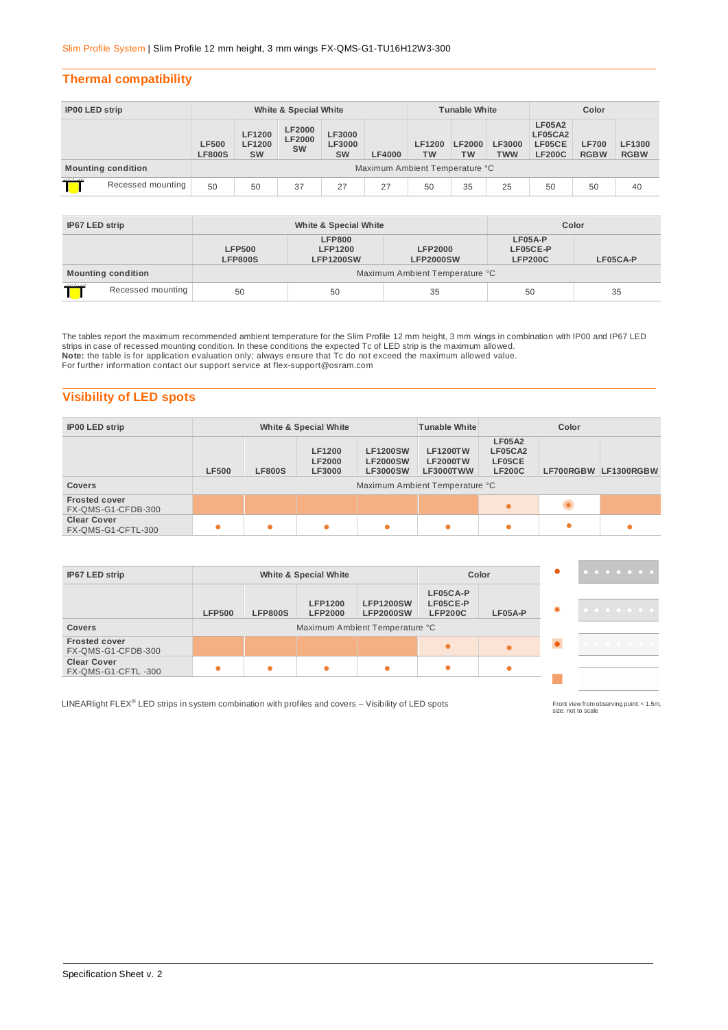Slim Profile System | Slim Profile 12 mm height, 3 mm wings FX-QMS-G1-TU16H12W3-300

## Thermal compatibility

| IP00 LED strip | White & Special White | | | | | Tunable White | | | Color | | |
|---|---|---|---|---|---|---|---|---|---|---|---|
| | LF500 LF800S | LF1200 LF1200 SW | LF2000 LF2000 SW | LF3000 LF3000 SW | LF4000 | LF1200 TW | LF2000 TW | LF3000 TWW | LF05A2 LF05CA2 LF05CE LF200C | LF700 RGBW | LF1300 RGBW |
| Mounting condition | Maximum Ambient Temperature °C | | | | | | | | | | |
| Recessed mounting | 50 | 50 | 37 | 27 | 27 | 50 | 35 | 25 | 50 | 50 | 40 |

| IP67 LED strip | White & Special White | | | Color | |
|---|---|---|---|---|---|
| | LFP500 LFP800S | LFP800 LFP1200 LFP1200SW | LFP2000 LFP2000SW | LF05A-P LF05CE-P LFP200C | LF05CA-P |
| Mounting condition | Maximum Ambient Temperature °C | | | | |
| Recessed mounting | 50 | 50 | 35 | 50 | 35 |

The tables report the maximum recommended ambient temperature for the Slim Profile 12 mm height, 3 mm wings in combination with IP00 and IP67 LED strips in case of recessed mounting condition. In these conditions the expected Tc of LED strip is the maximum allowed.
**Note:** the table is for application evaluation only; always ensure that Tc do not exceed the maximum allowed value.
For further information contact our support service at flex-support@osram.com

## Visibility of LED spots

| IP00 LED strip | White & Special White | | | | Tunable White | Color | | |
|---|---|---|---|---|---|---|---|---|
| | LF500 | LF800S | LF1200 LF2000 LF3000 | LF1200SW LF2000SW LF3000SW | LF1200TW LF2000TW LF3000TWW | LF05A2 LF05CA2 LF05CE LF200C | LF700RGBW | LF1300RGBW |
| Covers | Maximum Antient Temperature °C | | | | | | | |
| Frosted cover FX-QMS-G1-CFDB-300 | | | | | | ● | ● | |
| Clear Cover FX-QMS-G1-CFTL-300 | ● | ● | ● | ● | ● | ● | ● | ● |

| IP67 LED strip | White & Special White | | | | Color | |
|---|---|---|---|---|---|---|
| | LFP500 | LFP800S | LFP1200 LFP2000 | LFP1200SW LFP2000SW | LF05CA-P LF05CE-P LFP200C | LF05A-P |
| Covers | Maximum Ambient Temperature °C | | | | | |
| Frosted cover FX-QMS-G1-CFDB-300 | | | | | ● | ● |
| Clear Cover FX-QMS-G1-CFTL -300 | ● | ● | ● | ● | ● | ● |

LINEARlight FLEX® LED strips in system combination with profiles and covers – Visibility of LED spots

Front view from observing point: < 1.5m, size: not to scale

Specification Sheet v. 2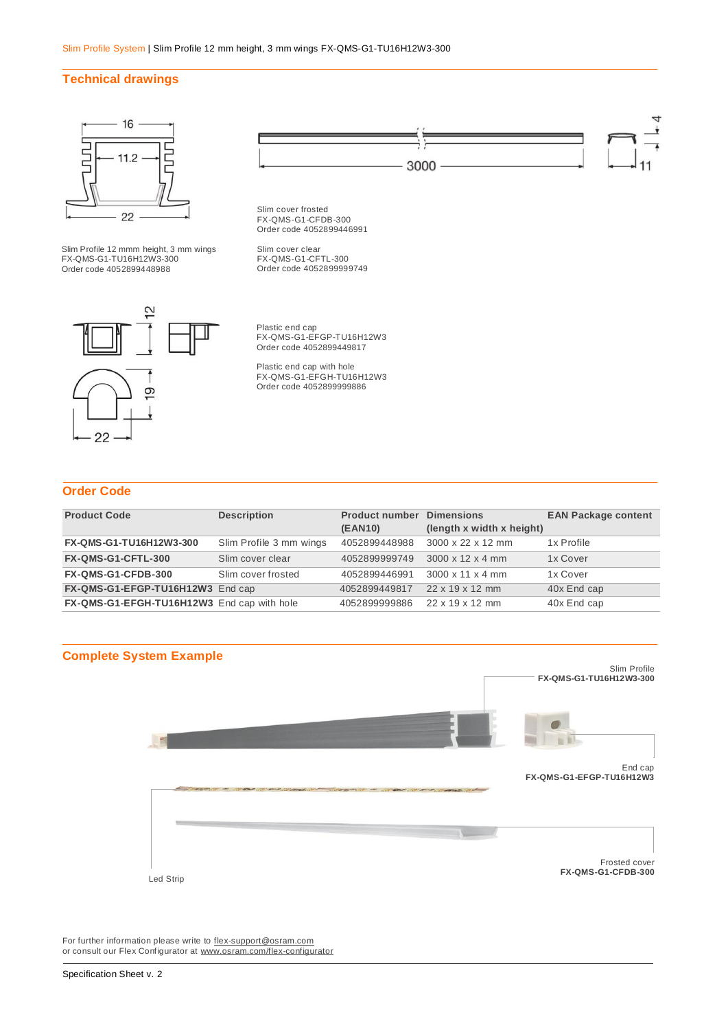Slim Profile System | Slim Profile 12 mm height, 3 mm wings FX-QMS-G1-TU16H12W3-300

## Technical drawings

Slim Profile 12 mmm height, 3 mm wings
FX-QMS-G1-TU16H12W3-300
Order code 4052899448988

Slim cover frosted
FX-QMS-G1-CFDB-300
Order code 4052899446991

Slim cover clear
FX-QMS-G1-CFTL-300
Order code 4052899999749

Plastic end cap
FX-QMS-G1-EFGP-TU16H12W3
Order code 4052899449817

Plastic end cap with hole
FX-QMS-G1-EFGH-TU16H12W3
Order code 4052899999886

## Order Code

| Product Code | Description | Product number (EAN10) | Dimensions (length x width x height) | EAN Package content |
|---|---|---|---|---|
| **FX-QMS-G1-TU16H12W3-300** | Slim Profile 3 mm wings | 4052899448988 | 3000 x 22 x 12 mm | 1x Profile |
| **FX-QMS-G1-CFTL-300** | Slim cover clear | 4052899999749 | 3000 x 12 x 4 mm | 1x Cover |
| **FX-QMS-G1-CFDB-300** | Slim cover frosted | 4052899446991 | 3000 x 11 x 4 mm | 1x Cover |
| **FX-QMS-G1-EFGP-TU16H12W3** | End cap | 4052899449817 | 22 x 19 x 12 mm | 40x End cap |
| **FX-QMS-G1-EFGH-TU16H12W3** | End cap with hole | 4052899999886 | 22 x 19 x 12 mm | 40x End cap |

## Complete System Example

Slim Profile
**FX-QMS-G1-TU16H12W3-300**

End cap
**FX-QMS-G1-EFGP-TU16H12W3**

Frosted cover
**FX-QMS-G1-CFDB-300**

Led Strip

For further information please write to flex-support@osram.com
or consult our Flex Configurator at www.osram.com/flex-configurator

Specification Sheet v. 2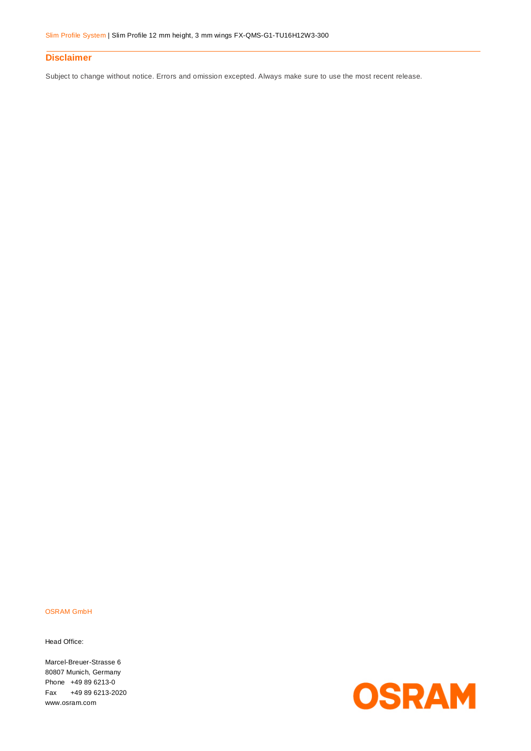## Disclaimer

Subject to change without notice. Errors and omission excepted. Always make sure to use the most recent release.

OSRAM GmbH

Head Office:

Marcel-Breuer-Strasse 6
80807 Munich, Germany
Phone +49 89 6213-0
Fax +49 89 6213-2020
www.osram.com

OSRAM